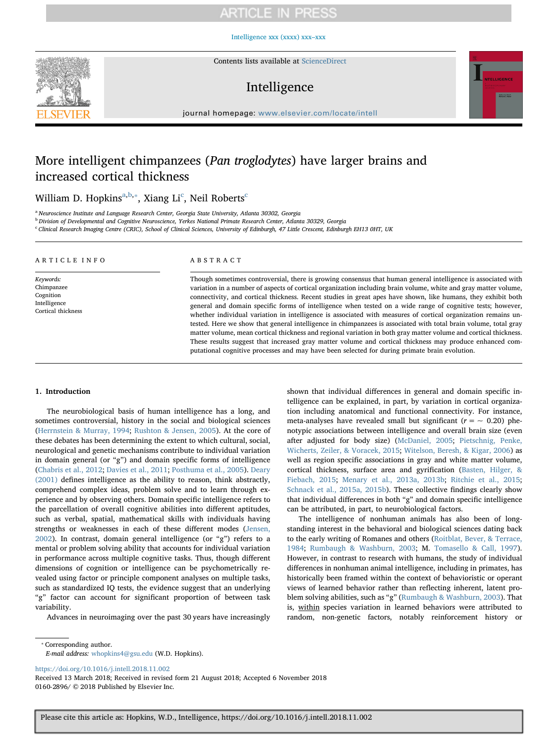# More intelligent chimpanzees (*Pan troglodytes*) have larger brains and increased cortical thickness

William D. Hopkins[a,b,*], Xiang Li[c], Neil Roberts[c]

[a] Neuroscience Institute and Language Research Center, Georgia State University, Atlanta 30302, Georgia

[b] Division of Developmental and Cognitive Neuroscience, Yerkes National Primate Research Center, Atlanta 30329, Georgia

[c] Clinical Research Imaging Centre (CRIC), School of Clinical Sciences, University of Edinburgh, 47 Little Crescent, Edinburgh EH13 0HT, UK

## ARTICLE INFO

*Keywords:*
Chimpanzee
Cognition
Intelligence
Cortical thickness

## ABSTRACT

Though sometimes controversial, there is growing consensus that human general intelligence is associated with variation in a number of aspects of cortical organization including brain volume, white and gray matter volume, connectivity, and cortical thickness. Recent studies in great apes have shown, like humans, they exhibit both general and domain specific forms of intelligence when tested on a wide range of cognitive tests; however, whether individual variation in intelligence is associated with measures of cortical organization remains untested. Here we show that general intelligence in chimpanzees is associated with total brain volume, total gray matter volume, mean cortical thickness and regional variation in both gray matter volume and cortical thickness. These results suggest that increased gray matter volume and cortical thickness may produce enhanced computational cognitive processes and may have been selected for during primate brain evolution.

## 1. Introduction

The neurobiological basis of human intelligence has a long, and sometimes controversial, history in the social and biological sciences (Herrnstein & Murray, 1994; Rushton & Jensen, 2005). At the core of these debates has been determining the extent to which cultural, social, neurological and genetic mechanisms contribute to individual variation in domain general (or "g") and domain specific forms of intelligence (Chabris et al., 2012; Davies et al., 2011; Posthuma et al., 2005). Deary (2001) defines intelligence as the ability to reason, think abstractly, comprehend complex ideas, problem solve and to learn through experience and by observing others. Domain specific intelligence refers to the parcellation of overall cognitive abilities into different aptitudes, such as verbal, spatial, mathematical skills with individuals having strengths or weaknesses in each of these different modes (Jensen, 2002). In contrast, domain general intelligence (or "g") refers to a mental or problem solving ability that accounts for individual variation in performance across multiple cognitive tasks. Thus, though different dimensions of cognition or intelligence can be psychometrically revealed using factor or principle component analyses on multiple tasks, such as standardized IQ tests, the evidence suggest that an underlying "g" factor can account for significant proportion of between task variability.

Advances in neuroimaging over the past 30 years have increasingly shown that individual differences in general and domain specific intelligence can be explained, in part, by variation in cortical organization including anatomical and functional connectivity. For instance, meta-analyses have revealed small but significant ($r = \sim 0.20$) phenotypic associations between intelligence and overall brain size (even after adjusted for body size) (McDaniel, 2005; Pietschnig, Penke, Wicherts, Zeiler, & Voracek, 2015; Witelson, Beresh, & Kigar, 2006) as well as region specific associations in gray and white matter volume, cortical thickness, surface area and gyrification (Basten, Hilger, & Fiebach, 2015; Menary et al., 2013a, 2013b; Ritchie et al., 2015; Schnack et al., 2015a, 2015b). These collective findings clearly show that individual differences in both "g" and domain specific intelligence can be attributed, in part, to neurobiological factors.

The intelligence of nonhuman animals has also been of long-standing interest in the behavioral and biological sciences dating back to the early writing of Romanes and others (Roitblat, Bever, & Terrace, 1984; Rumbaugh & Washburn, 2003; M. Tomasello & Call, 1997). However, in contrast to research with humans, the study of individual differences in nonhuman animal intelligence, including in primates, has historically been framed within the context of behavioristic or operant views of learned behavior rather than reflecting inherent, latent problem solving abilities, such as "g" (Rumbaugh & Washburn, 2003). That is, within species variation in learned behaviors were attributed to random, non-genetic factors, notably reinforcement history or

\* Corresponding author.
*E-mail address:* whopkins4@gsu.edu (W.D. Hopkins).

https://doi.org/10.1016/j.intell.2018.11.002
Received 13 March 2018; Received in revised form 21 August 2018; Accepted 6 November 2018
0160-2896/ © 2018 Published by Elsevier Inc.

Please cite this article as: Hopkins, W.D., Intelligence, https://doi.org/10.1016/j.intell.2018.11.002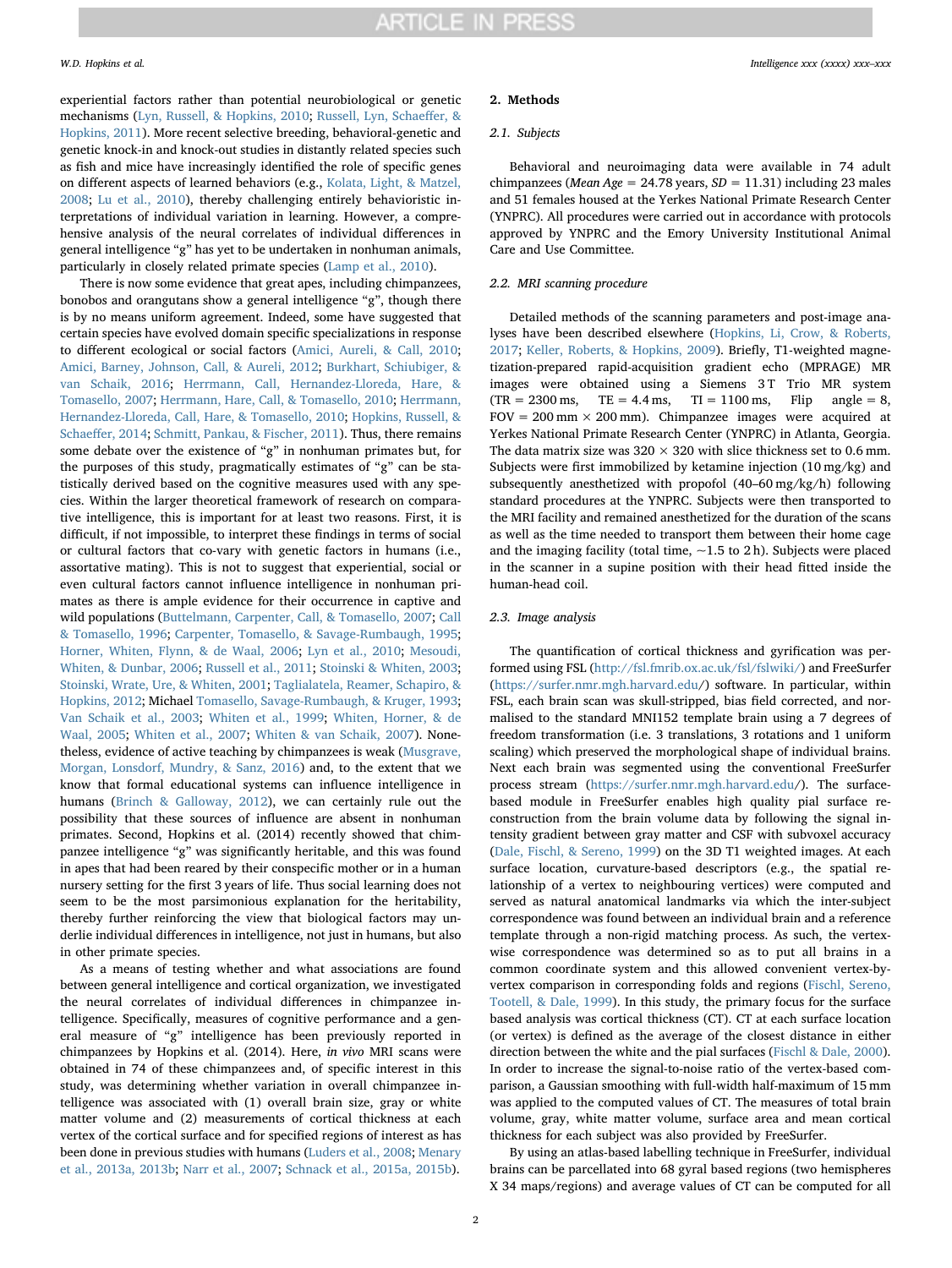experiential factors rather than potential neurobiological or genetic mechanisms (Lyn, Russell, & Hopkins, 2010; Russell, Lyn, Schaeffer, & Hopkins, 2011). More recent selective breeding, behavioral-genetic and genetic knock-in and knock-out studies in distantly related species such as fish and mice have increasingly identified the role of specific genes on different aspects of learned behaviors (e.g., Kolata, Light, & Matzel, 2008; Lu et al., 2010), thereby challenging entirely behavioristic interpretations of individual variation in learning. However, a comprehensive analysis of the neural correlates of individual differences in general intelligence "g" has yet to be undertaken in nonhuman animals, particularly in closely related primate species (Lamp et al., 2010).

There is now some evidence that great apes, including chimpanzees, bonobos and orangutans show a general intelligence "g", though there is by no means uniform agreement. Indeed, some have suggested that certain species have evolved domain specific specializations in response to different ecological or social factors (Amici, Aureli, & Call, 2010; Amici, Barney, Johnson, Call, & Aureli, 2012; Burkhart, Schiubiger, & van Schaik, 2016; Herrmann, Call, Hernandez-Lloreda, Hare, & Tomasello, 2007; Herrmann, Hare, Call, & Tomasello, 2010; Herrmann, Hernandez-Lloreda, Call, Hare, & Tomasello, 2010; Hopkins, Russell, & Schaeffer, 2014; Schmitt, Pankau, & Fischer, 2011). Thus, there remains some debate over the existence of "g" in nonhuman primates but, for the purposes of this study, pragmatically estimates of "g" can be statistically derived based on the cognitive measures used with any species. Within the larger theoretical framework of research on comparative intelligence, this is important for at least two reasons. First, it is difficult, if not impossible, to interpret these findings in terms of social or cultural factors that co-vary with genetic factors in humans (i.e., assortative mating). This is not to suggest that experiential, social or even cultural factors cannot influence intelligence in nonhuman primates as there is ample evidence for their occurrence in captive and wild populations (Buttelmann, Carpenter, Call, & Tomasello, 2007; Call & Tomasello, 1996; Carpenter, Tomasello, & Savage-Rumbaugh, 1995; Horner, Whiten, Flynn, & de Waal, 2006; Lyn et al., 2010; Mesoudi, Whiten, & Dunbar, 2006; Russell et al., 2011; Stoinski & Whiten, 2003; Stoinski, Wrate, Ure, & Whiten, 2001; Taglialatela, Reamer, Schapiro, & Hopkins, 2012; Michael Tomasello, Savage-Rumbaugh, & Kruger, 1993; Van Schaik et al., 2003; Whiten et al., 1999; Whiten, Horner, & de Waal, 2005; Whiten et al., 2007; Whiten & van Schaik, 2007). Nonetheless, evidence of active teaching by chimpanzees is weak (Musgrave, Morgan, Lonsdorf, Mundry, & Sanz, 2016) and, to the extent that we know that formal educational systems can influence intelligence in humans (Brinch & Galloway, 2012), we can certainly rule out the possibility that these sources of influence are absent in nonhuman primates. Second, Hopkins et al. (2014) recently showed that chimpanzee intelligence "g" was significantly heritable, and this was found in apes that had been reared by their conspecific mother or in a human nursery setting for the first 3 years of life. Thus social learning does not seem to be the most parsimonious explanation for the heritability, thereby further reinforcing the view that biological factors may underlie individual differences in intelligence, not just in humans, but also in other primate species.

As a means of testing whether and what associations are found between general intelligence and cortical organization, we investigated the neural correlates of individual differences in chimpanzee intelligence. Specifically, measures of cognitive performance and a general measure of "g" intelligence has been previously reported in chimpanzees by Hopkins et al. (2014). Here, *in vivo* MRI scans were obtained in 74 of these chimpanzees and, of specific interest in this study, was determining whether variation in overall chimpanzee intelligence was associated with (1) overall brain size, gray or white matter volume and (2) measurements of cortical thickness at each vertex of the cortical surface and for specified regions of interest as has been done in previous studies with humans (Luders et al., 2008; Menary et al., 2013a, 2013b; Narr et al., 2007; Schnack et al., 2015a, 2015b).

## 2. Methods

### 2.1. Subjects

Behavioral and neuroimaging data were available in 74 adult chimpanzees (*Mean Age* = 24.78 years, *SD* = 11.31) including 23 males and 51 females housed at the Yerkes National Primate Research Center (YNPRC). All procedures were carried out in accordance with protocols approved by YNPRC and the Emory University Institutional Animal Care and Use Committee.

### 2.2. MRI scanning procedure

Detailed methods of the scanning parameters and post-image analyses have been described elsewhere (Hopkins, Li, Crow, & Roberts, 2017; Keller, Roberts, & Hopkins, 2009). Briefly, T1-weighted magnetization-prepared rapid-acquisition gradient echo (MPRAGE) MR images were obtained using a Siemens 3 T Trio MR system (TR = 2300 ms, TE = 4.4 ms, TI = 1100 ms, Flip angle = 8, FOV = 200 mm × 200 mm). Chimpanzee images were acquired at Yerkes National Primate Research Center (YNPRC) in Atlanta, Georgia. The data matrix size was 320 × 320 with slice thickness set to 0.6 mm. Subjects were first immobilized by ketamine injection (10 mg/kg) and subsequently anesthetized with propofol (40–60 mg/kg/h) following standard procedures at the YNPRC. Subjects were then transported to the MRI facility and remained anesthetized for the duration of the scans as well as the time needed to transport them between their home cage and the imaging facility (total time, ~1.5 to 2 h). Subjects were placed in the scanner in a supine position with their head fitted inside the human-head coil.

### 2.3. Image analysis

The quantification of cortical thickness and gyrification was performed using FSL (http://fsl.fmrib.ox.ac.uk/fsl/fslwiki/) and FreeSurfer (https://surfer.nmr.mgh.harvard.edu/) software. In particular, within FSL, each brain scan was skull-stripped, bias field corrected, and normalised to the standard MNI152 template brain using a 7 degrees of freedom transformation (i.e. 3 translations, 3 rotations and 1 uniform scaling) which preserved the morphological shape of individual brains. Next each brain was segmented using the conventional FreeSurfer process stream (https://surfer.nmr.mgh.harvard.edu/). The surface-based module in FreeSurfer enables high quality pial surface reconstruction from the brain volume data by following the signal intensity gradient between gray matter and CSF with subvoxel accuracy (Dale, Fischl, & Sereno, 1999) on the 3D T1 weighted images. At each surface location, curvature-based descriptors (e.g., the spatial relationship of a vertex to neighbouring vertices) were computed and served as natural anatomical landmarks via which the inter-subject correspondence was found between an individual brain and a reference template through a non-rigid matching process. As such, the vertex-wise correspondence was determined so as to put all brains in a common coordinate system and this allowed convenient vertex-by-vertex comparison in corresponding folds and regions (Fischl, Sereno, Tootell, & Dale, 1999). In this study, the primary focus for the surface based analysis was cortical thickness (CT). CT at each surface location (or vertex) is defined as the average of the closest distance in either direction between the white and the pial surfaces (Fischl & Dale, 2000). In order to increase the signal-to-noise ratio of the vertex-based comparison, a Gaussian smoothing with full-width half-maximum of 15 mm was applied to the computed values of CT. The measures of total brain volume, gray, white matter volume, surface area and mean cortical thickness for each subject was also provided by FreeSurfer.

By using an atlas-based labelling technique in FreeSurfer, individual brains can be parcellated into 68 gyral based regions (two hemispheres X 34 maps/regions) and average values of CT can be computed for all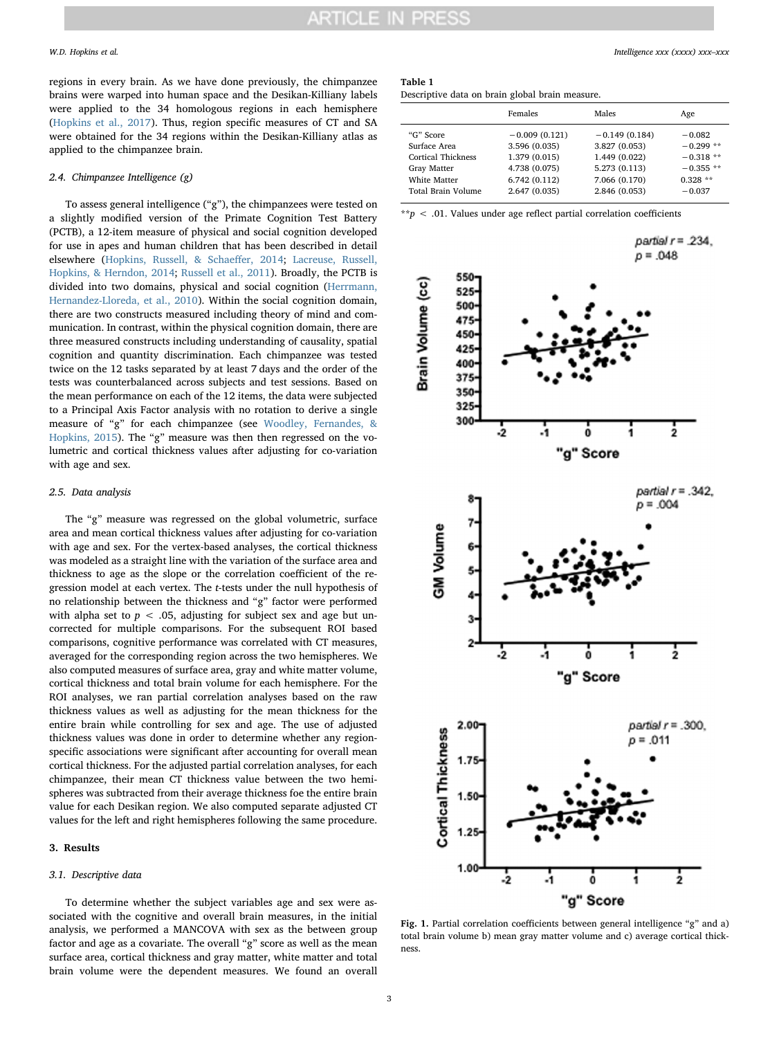regions in every brain. As we have done previously, the chimpanzee brains were warped into human space and the Desikan-Killiany labels were applied to the 34 homologous regions in each hemisphere (Hopkins et al., 2017). Thus, region specific measures of CT and SA were obtained for the 34 regions within the Desikan-Killiany atlas as applied to the chimpanzee brain.

### 2.4. Chimpanzee Intelligence (g)

To assess general intelligence ("g"), the chimpanzees were tested on a slightly modified version of the Primate Cognition Test Battery (PCTB), a 12-item measure of physical and social cognition developed for use in apes and human children that has been described in detail elsewhere (Hopkins, Russell, & Schaeffer, 2014; Lacreuse, Russell, Hopkins, & Herndon, 2014; Russell et al., 2011). Broadly, the PCTB is divided into two domains, physical and social cognition (Herrmann, Hernandez-Lloreda, et al., 2010). Within the social cognition domain, there are two constructs measured including theory of mind and communication. In contrast, within the physical cognition domain, there are three measured constructs including understanding of causality, spatial cognition and quantity discrimination. Each chimpanzee was tested twice on the 12 tasks separated by at least 7 days and the order of the tests was counterbalanced across subjects and test sessions. Based on the mean performance on each of the 12 items, the data were subjected to a Principal Axis Factor analysis with no rotation to derive a single measure of "g" for each chimpanzee (see Woodley, Fernandes, & Hopkins, 2015). The "g" measure was then then regressed on the volumetric and cortical thickness values after adjusting for co-variation with age and sex.

### 2.5. Data analysis

The "g" measure was regressed on the global volumetric, surface area and mean cortical thickness values after adjusting for co-variation with age and sex. For the vertex-based analyses, the cortical thickness was modeled as a straight line with the variation of the surface area and thickness to age as the slope or the correlation coefficient of the regression model at each vertex. The *t*-tests under the null hypothesis of no relationship between the thickness and "g" factor were performed with alpha set to $p < .05$, adjusting for subject sex and age but uncorrected for multiple comparisons. For the subsequent ROI based comparisons, cognitive performance was correlated with CT measures, averaged for the corresponding region across the two hemispheres. We also computed measures of surface area, gray and white matter volume, cortical thickness and total brain volume for each hemisphere. For the ROI analyses, we ran partial correlation analyses based on the raw thickness values as well as adjusting for the mean thickness for the entire brain while controlling for sex and age. The use of adjusted thickness values was done in order to determine whether any region-specific associations were significant after accounting for overall mean cortical thickness. For the adjusted partial correlation analyses, for each chimpanzee, their mean CT thickness value between the two hemispheres was subtracted from their average thickness foe the entire brain value for each Desikan region. We also computed separate adjusted CT values for the left and right hemispheres following the same procedure.

## 3. Results

### 3.1. Descriptive data

To determine whether the subject variables age and sex were associated with the cognitive and overall brain measures, in the initial analysis, we performed a MANCOVA with sex as the between group factor and age as a covariate. The overall "g" score as well as the mean surface area, cortical thickness and gray matter, white matter and total brain volume were the dependent measures. We found an overall

**Table 1**
Descriptive data on brain global brain measure.

| | Females | Males | Age |
|---|---|---|---|
| "G" Score | −0.009 (0.121) | −0.149 (0.184) | −0.082 |
| Surface Area | 3.596 (0.035) | 3.827 (0.053) | −0.299 ** |
| Cortical Thickness | 1.379 (0.015) | 1.449 (0.022) | −0.318 ** |
| Gray Matter | 4.738 (0.075) | 5.273 (0.113) | −0.355 ** |
| White Matter | 6.742 (0.112) | 7.066 (0.170) | 0.328 ** |
| Total Brain Volume | 2.647 (0.035) | 2.846 (0.053) | −0.037 |

**$p < .01$. Values under age reflect partial correlation coefficients

Fig. 1. Partial correlation coefficients between general intelligence "g" and a) total brain volume b) mean gray matter volume and c) average cortical thickness.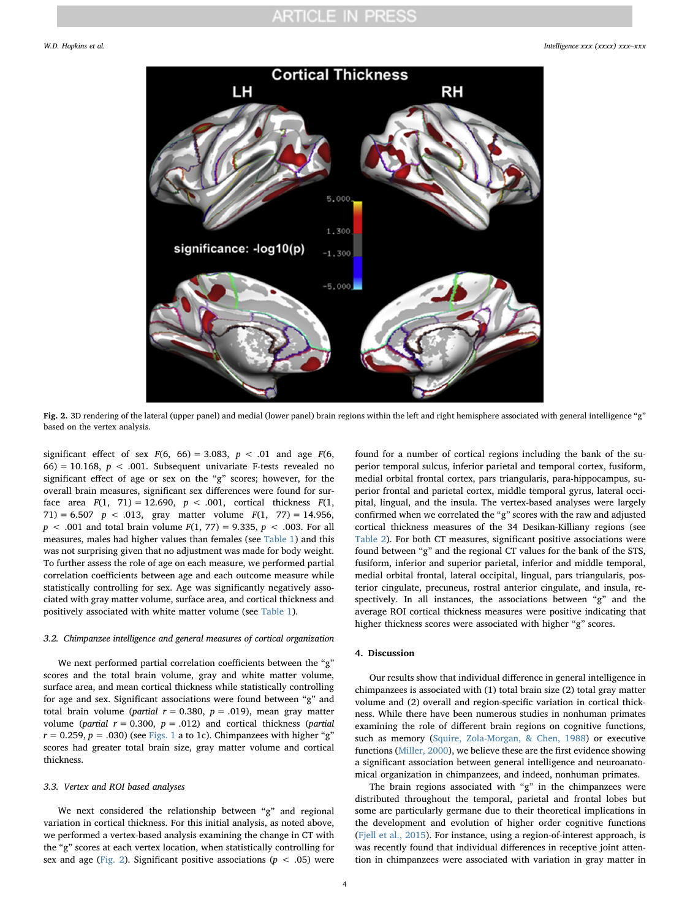Fig. 2. 3D rendering of the lateral (upper panel) and medial (lower panel) brain regions within the left and right hemisphere associated with general intelligence "g" based on the vertex analysis.

significant effect of sex $F(6, 66) = 3.083$, $p < .01$ and age $F(6, 66) = 10.168$, $p < .001$. Subsequent univariate F-tests revealed no significant effect of age or sex on the "g" scores; however, for the overall brain measures, significant sex differences were found for surface area $F(1, 71) = 12.690$, $p < .001$, cortical thickness $F(1, 71) = 6.507$ $p < .013$, gray matter volume $F(1, 77) = 14.956$, $p < .001$ and total brain volume $F(1, 77) = 9.335$, $p < .003$. For all measures, males had higher values than females (see Table 1) and this was not surprising given that no adjustment was made for body weight. To further assess the role of age on each measure, we performed partial correlation coefficients between age and each outcome measure while statistically controlling for sex. Age was significantly negatively associated with gray matter volume, surface area, and cortical thickness and positively associated with white matter volume (see Table 1).

### 3.2. Chimpanzee intelligence and general measures of cortical organization

We next performed partial correlation coefficients between the "g" scores and the total brain volume, gray and white matter volume, surface area, and mean cortical thickness while statistically controlling for age and sex. Significant associations were found between "g" and total brain volume (*partial* $r = 0.380$, $p = .019$), mean gray matter volume (*partial* $r = 0.300$, $p = .012$) and cortical thickness (*partial* $r = 0.259$, $p = .030$) (see Figs. 1 a to 1c). Chimpanzees with higher "g" scores had greater total brain size, gray matter volume and cortical thickness.

### 3.3. Vertex and ROI based analyses

We next considered the relationship between "g" and regional variation in cortical thickness. For this initial analysis, as noted above, we performed a vertex-based analysis examining the change in CT with the "g" scores at each vertex location, when statistically controlling for sex and age (Fig. 2). Significant positive associations ($p < .05$) were found for a number of cortical regions including the bank of the superior temporal sulcus, inferior parietal and temporal cortex, fusiform, medial orbital frontal cortex, pars triangularis, para-hippocampus, superior frontal and parietal cortex, middle temporal gyrus, lateral occipital, lingual, and the insula. The vertex-based analyses were largely confirmed when we correlated the "g" scores with the raw and adjusted cortical thickness measures of the 34 Desikan-Killiany regions (see Table 2). For both CT measures, significant positive associations were found between "g" and the regional CT values for the bank of the STS, fusiform, inferior and superior parietal, inferior and middle temporal, medial orbital frontal, lateral occipital, lingual, pars triangularis, posterior cingulate, precuneus, rostral anterior cingulate, and insula, respectively. In all instances, the associations between "g" and the average ROI cortical thickness measures were positive indicating that higher thickness scores were associated with higher "g" scores.

## 4. Discussion

Our results show that individual difference in general intelligence in chimpanzees is associated with (1) total brain size (2) total gray matter volume and (2) overall and region-specific variation in cortical thickness. While there have been numerous studies in nonhuman primates examining the role of different brain regions on cognitive functions, such as memory (Squire, Zola-Morgan, & Chen, 1988) or executive functions (Miller, 2000), we believe these are the first evidence showing a significant association between general intelligence and neuroanatomical organization in chimpanzees, and indeed, nonhuman primates.

The brain regions associated with "g" in the chimpanzees were distributed throughout the temporal, parietal and frontal lobes but some are particularly germane due to their theoretical implications in the development and evolution of higher order cognitive functions (Fjell et al., 2015). For instance, using a region-of-interest approach, is was recently found that individual differences in receptive joint attention in chimpanzees were associated with variation in gray matter in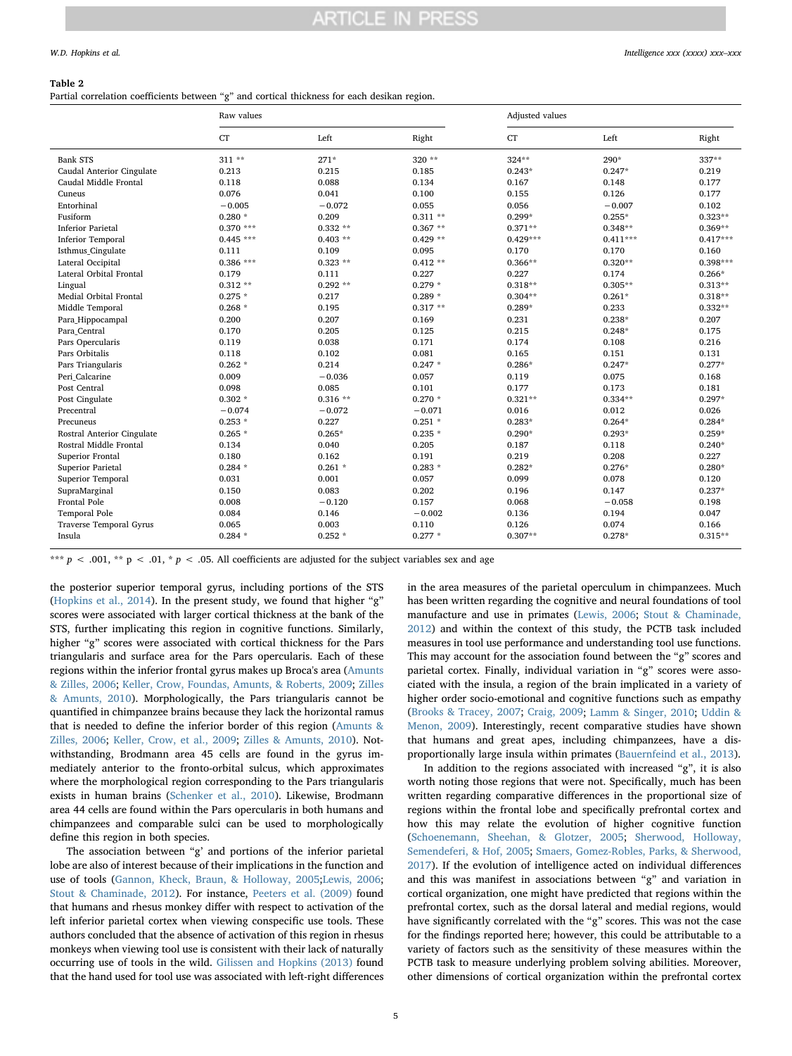**Table 2**
Partial correlation coefficients between "g" and cortical thickness for each desikan region.

| | Raw values | | | Adjusted values | | |
|---|---|---|---|---|---|---|
| | CT | Left | Right | CT | Left | Right |
| Bank STS | 311 ** | 271* | 320 ** | 324** | 290* | 337** |
| Caudal Anterior Cingulate | 0.213 | 0.215 | 0.185 | 0.243* | 0.247* | 0.219 |
| Caudal Middle Frontal | 0.118 | 0.088 | 0.134 | 0.167 | 0.148 | 0.177 |
| Cuneus | 0.076 | 0.041 | 0.100 | 0.155 | 0.126 | 0.177 |
| Entorhinal | −0.005 | −0.072 | 0.055 | 0.056 | −0.007 | 0.102 |
| Fusiform | 0.280 * | 0.209 | 0.311 ** | 0.299* | 0.255* | 0.323** |
| Inferior Parietal | 0.370 *** | 0.332 ** | 0.367 ** | 0.371** | 0.348** | 0.369** |
| Inferior Temporal | 0.445 *** | 0.403 ** | 0.429 ** | 0.429*** | 0.411*** | 0.417*** |
| Isthmus_Cingulate | 0.111 | 0.109 | 0.095 | 0.170 | 0.170 | 0.160 |
| Lateral Occipital | 0.386 *** | 0.323 ** | 0.412 ** | 0.366** | 0.320** | 0.398*** |
| Lateral Orbital Frontal | 0.179 | 0.111 | 0.227 | 0.227 | 0.174 | 0.266* |
| Lingual | 0.312 ** | 0.292 ** | 0.279 * | 0.318** | 0.305** | 0.313** |
| Medial Orbital Frontal | 0.275 * | 0.217 | 0.289 * | 0.304** | 0.261* | 0.318** |
| Middle Temporal | 0.268 * | 0.195 | 0.317 ** | 0.289* | 0.233 | 0.332** |
| Para_Hippocampal | 0.200 | 0.207 | 0.169 | 0.231 | 0.238* | 0.207 |
| Para_Central | 0.170 | 0.205 | 0.125 | 0.215 | 0.248* | 0.175 |
| Pars Opercularis | 0.119 | 0.038 | 0.171 | 0.174 | 0.108 | 0.216 |
| Pars Orbitalis | 0.118 | 0.102 | 0.081 | 0.165 | 0.151 | 0.131 |
| Pars Triangularis | 0.262 * | 0.214 | 0.247 * | 0.286* | 0.247* | 0.277* |
| Peri_Calcarine | 0.009 | −0.036 | 0.057 | 0.119 | 0.075 | 0.168 |
| Post Central | 0.098 | 0.085 | 0.101 | 0.177 | 0.173 | 0.181 |
| Post Cingulate | 0.302 * | 0.316 ** | 0.270 * | 0.321** | 0.334** | 0.297* |
| Precentral | −0.074 | −0.072 | −0.071 | 0.016 | 0.012 | 0.026 |
| Precuneus | 0.253 * | 0.227 | 0.251 * | 0.283* | 0.264* | 0.284* |
| Rostral Anterior Cingulate | 0.265 * | 0.265* | 0.235 * | 0.290* | 0.293* | 0.259* |
| Rostral Middle Frontal | 0.134 | 0.040 | 0.205 | 0.187 | 0.118 | 0.240* |
| Superior Frontal | 0.180 | 0.162 | 0.191 | 0.219 | 0.208 | 0.227 |
| Superior Parietal | 0.284 * | 0.261 * | 0.283 * | 0.282* | 0.276* | 0.280* |
| Superior Temporal | 0.031 | 0.001 | 0.057 | 0.099 | 0.078 | 0.120 |
| SupraMarginal | 0.150 | 0.083 | 0.202 | 0.196 | 0.147 | 0.237* |
| Frontal Pole | 0.008 | −0.120 | 0.157 | 0.068 | −0.058 | 0.198 |
| Temporal Pole | 0.084 | 0.146 | −0.002 | 0.136 | 0.194 | 0.047 |
| Traverse Temporal Gyrus | 0.065 | 0.003 | 0.110 | 0.126 | 0.074 | 0.166 |
| Insula | 0.284 * | 0.252 * | 0.277 * | 0.307** | 0.278* | 0.315** |

*** $p < .001$, ** $p < .01$, * $p < .05$. All coefficients are adjusted for the subject variables sex and age

the posterior superior temporal gyrus, including portions of the STS (Hopkins et al., 2014). In the present study, we found that higher "g" scores were associated with larger cortical thickness at the bank of the STS, further implicating this region in cognitive functions. Similarly, higher "g" scores were associated with cortical thickness for the Pars triangularis and surface area for the Pars opercularis. Each of these regions within the inferior frontal gyrus makes up Broca's area (Amunts & Zilles, 2006; Keller, Crow, Foundas, Amunts, & Roberts, 2009; Zilles & Amunts, 2010). Morphologically, the Pars triangularis cannot be quantified in chimpanzee brains because they lack the horizontal ramus that is needed to define the inferior border of this region (Amunts & Zilles, 2006; Keller, Crow, et al., 2009; Zilles & Amunts, 2010). Notwithstanding, Brodmann area 45 cells are found in the gyrus immediately anterior to the fronto-orbital sulcus, which approximates where the morphological region corresponding to the Pars triangularis exists in human brains (Schenker et al., 2010). Likewise, Brodmann area 44 cells are found within the Pars opercularis in both humans and chimpanzees and comparable sulci can be used to morphologically define this region in both species.

The association between "g' and portions of the inferior parietal lobe are also of interest because of their implications in the function and use of tools (Gannon, Kheck, Braun, & Holloway, 2005;Lewis, 2006; Stout & Chaminade, 2012). For instance, Peeters et al. (2009) found that humans and rhesus monkey differ with respect to activation of the left inferior parietal cortex when viewing conspecific use tools. These authors concluded that the absence of activation of this region in rhesus monkeys when viewing tool use is consistent with their lack of naturally occurring use of tools in the wild. Gilissen and Hopkins (2013) found that the hand used for tool use was associated with left-right differences in the area measures of the parietal operculum in chimpanzees. Much has been written regarding the cognitive and neural foundations of tool manufacture and use in primates (Lewis, 2006; Stout & Chaminade, 2012) and within the context of this study, the PCTB task included measures in tool use performance and understanding tool use functions. This may account for the association found between the "g" scores and parietal cortex. Finally, individual variation in "g" scores were associated with the insula, a region of the brain implicated in a variety of higher order socio-emotional and cognitive functions such as empathy (Brooks & Tracey, 2007; Craig, 2009; Lamm & Singer, 2010; Uddin & Menon, 2009). Interestingly, recent comparative studies have shown that humans and great apes, including chimpanzees, have a disproportionally large insula within primates (Bauernfeind et al., 2013).

In addition to the regions associated with increased "g", it is also worth noting those regions that were not. Specifically, much has been written regarding comparative differences in the proportional size of regions within the frontal lobe and specifically prefrontal cortex and how this may relate the evolution of higher cognitive function (Schoenemann, Sheehan, & Glotzer, 2005; Sherwood, Holloway, Semendeferi, & Hof, 2005; Smaers, Gomez-Robles, Parks, & Sherwood, 2017). If the evolution of intelligence acted on individual differences and this was manifest in associations between "g" and variation in cortical organization, one might have predicted that regions within the prefrontal cortex, such as the dorsal lateral and medial regions, would have significantly correlated with the "g" scores. This was not the case for the findings reported here; however, this could be attributable to a variety of factors such as the sensitivity of these measures within the PCTB task to measure underlying problem solving abilities. Moreover, other dimensions of cortical organization within the prefrontal cortex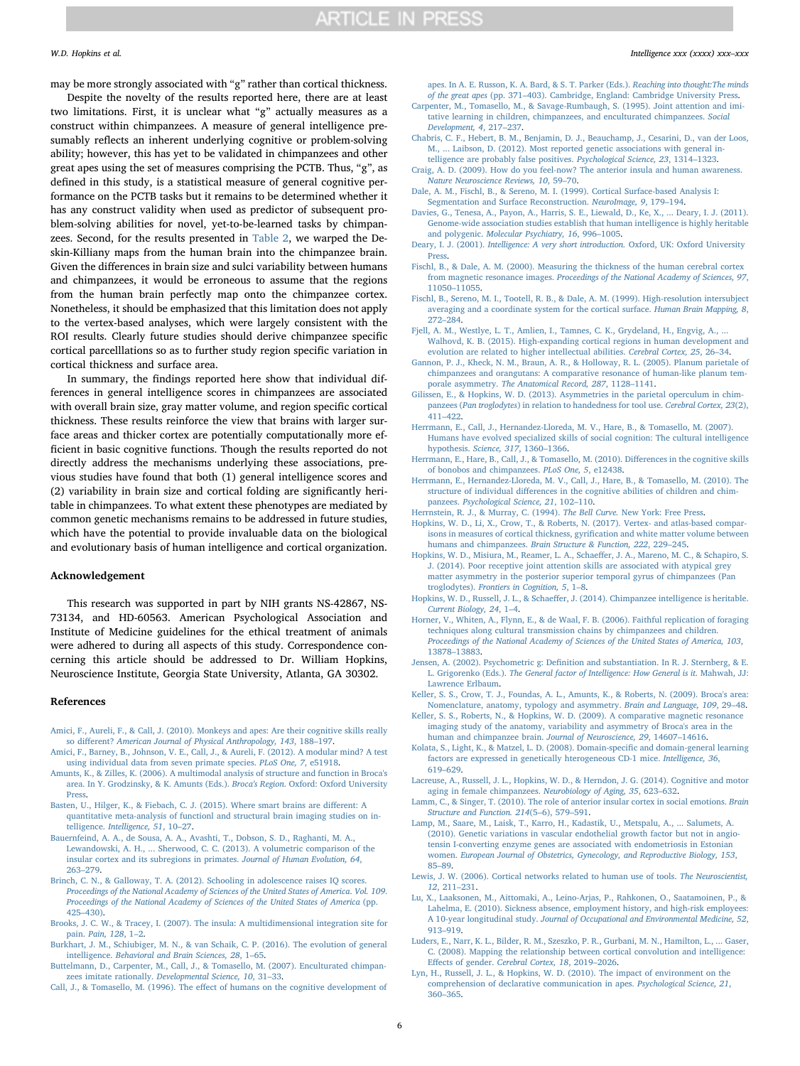may be more strongly associated with "g" rather than cortical thickness.

Despite the novelty of the results reported here, there are at least two limitations. First, it is unclear what "g" actually measures as a construct within chimpanzees. A measure of general intelligence presumably reflects an inherent underlying cognitive or problem-solving ability; however, this has yet to be validated in chimpanzees and other great apes using the set of measures comprising the PCTB. Thus, "g", as defined in this study, is a statistical measure of general cognitive performance on the PCTB tasks but it remains to be determined whether it has any construct validity when used as predictor of subsequent problem-solving abilities for novel, yet-to-be-learned tasks by chimpanzees. Second, for the results presented in Table 2, we warped the Deskin-Killiany maps from the human brain into the chimpanzee brain. Given the differences in brain size and sulci variability between humans and chimpanzees, it would be erroneous to assume that the regions from the human brain perfectly map onto the chimpanzee cortex. Nonetheless, it should be emphasized that this limitation does not apply to the vertex-based analyses, which were largely consistent with the ROI results. Clearly future studies should derive chimpanzee specific cortical parcelllations so as to further study region specific variation in cortical thickness and surface area.

In summary, the findings reported here show that individual differences in general intelligence scores in chimpanzees are associated with overall brain size, gray matter volume, and region specific cortical thickness. These results reinforce the view that brains with larger surface areas and thicker cortex are potentially computationally more efficient in basic cognitive functions. Though the results reported do not directly address the mechanisms underlying these associations, previous studies have found that both (1) general intelligence scores and (2) variability in brain size and cortical folding are significantly heritable in chimpanzees. To what extent these phenotypes are mediated by common genetic mechanisms remains to be addressed in future studies, which have the potential to provide invaluable data on the biological and evolutionary basis of human intelligence and cortical organization.

## Acknowledgement

This research was supported in part by NIH grants NS-42867, NS-73134, and HD-60563. American Psychological Association and Institute of Medicine guidelines for the ethical treatment of animals were adhered to during all aspects of this study. Correspondence concerning this article should be addressed to Dr. William Hopkins, Neuroscience Institute, Georgia State University, Atlanta, GA 30302.

## References

Amici, F., Aureli, F., & Call, J. (2010). Monkeys and apes: Are their cognitive skills really so different? *American Journal of Physical Anthropology, 143*, 188–197.

Amici, F., Barney, B., Johnson, V. E., Call, J., & Aureli, F. (2012). A modular mind? A test using individual data from seven primate species. *PLoS One, 7*, e51918.

Amunts, K., & Zilles, K. (2006). A multimodal analysis of structure and function in Broca's area. In Y. Grodzinsky, & K. Amunts (Eds.). *Broca's Region*. Oxford: Oxford University Press.

Basten, U., Hilger, K., & Fiebach, C. J. (2015). Where smart brains are different: A quantitative meta-analysis of functional and structural brain imaging studies on intelligence. *Intelligence, 51*, 10–27.

Bauernfeind, A. A., de Sousa, A. A., Avashti, T., Dobson, S. D., Raghanti, M. A., Lewandowski, A. H., ... Sherwood, C. C. (2013). A volumetric comparison of the insular cortex and its subregions in primates. *Journal of Human Evolution, 64*, 263–279.

Brinch, C. N., & Galloway, T. A. (2012). Schooling in adolescence raises IQ scores. *Proceedings of the National Academy of Sciences of the United States of America. Vol. 109. Proceedings of the National Academy of Sciences of the United States of America* (pp. 425–430).

Brooks, J. C. W., & Tracey, I. (2007). The insula: A multidimensional integration site for pain. *Pain, 128*, 1–2.

Burkhart, J. M., Schiubiger, M. N., & van Schaik, C. P. (2016). The evolution of general intelligence. *Behavioral and Brain Sciences, 28*, 1–65.

Buttelmann, D., Carpenter, M., Call, J., & Tomasello, M. (2007). Enculturated chimpanzees imitate rationally. *Developmental Science, 10*, 31–33.

Call, J., & Tomasello, M. (1996). The effect of humans on the cognitive development of apes. In A. E. Russon, K. A. Bard, & S. T. Parker (Eds.). *Reaching into thought:The minds of the great apes* (pp. 371–403). Cambridge, England: Cambridge University Press.

Carpenter, M., Tomasello, M., & Savage-Rumbaugh, S. (1995). Joint attention and imitative learning in children, chimpanzees, and enculturated chimpanzees. *Social Development, 4*, 217–237.

Chabris, C. F., Hebert, B. M., Benjamin, D. J., Beauchamp, J., Cesarini, D., van der Loos, M., ... Laibson, D. (2012). Most reported genetic associations with general intelligence are probably false positives. *Psychological Science, 23*, 1314–1323.

Craig, A. D. (2009). How do you feel-now? The anterior insula and human awareness. *Nature Neuroscience Reviews, 10*, 59–70.

Dale, A. M., Fischl, B., & Sereno, M. I. (1999). Cortical Surface-based Analysis I: Segmentation and Surface Reconstruction. *NeuroImage, 9*, 179–194.

Davies, G., Tenesa, A., Payon, A., Harris, S. E., Liewald, D., Ke, X., ... Deary, I. J. (2011). Genome-wide association studies establish that human intelligence is highly heritable and polygenic. *Molecular Psychiatry, 16*, 996–1005.

Deary, I. J. (2001). *Intelligence: A very short introduction.* Oxford, UK: Oxford University Press.

Fischl, B., & Dale, A. M. (2000). Measuring the thickness of the human cerebral cortex from magnetic resonance images. *Proceedings of the National Academy of Sciences, 97*, 11050–11055.

Fischl, B., Sereno, M. I., Tootell, R. B., & Dale, A. M. (1999). High-resolution intersubject averaging and a coordinate system for the cortical surface. *Human Brain Mapping, 8*, 272–284.

Fjell, A. M., Westlye, L. T., Amlien, I., Tamnes, C. K., Grydeland, H., Engvig, A., ... Walhovd, K. B. (2015). High-expanding cortical regions in human development and evolution are related to higher intellectual abilities. *Cerebral Cortex, 25*, 26–34.

Gannon, P. J., Kheck, N. M., Braun, A. R., & Holloway, R. L. (2005). Planum parietale of chimpanzees and orangutans: A comparative resonance of human-like planum temporale asymmetry. *The Anatomical Record, 287*, 1128–1141.

Gilissen, E., & Hopkins, W. D. (2013). Asymmetries in the parietal operculum in chimpanzees (*Pan troglodytes*) in relation to handedness for tool use. *Cerebral Cortex, 23*(2), 411–422.

Herrmann, E., Call, J., Hernandez-Lloreda, M. V., Hare, B., & Tomasello, M. (2007). Humans have evolved specialized skills of social cognition: The cultural intelligence hypothesis. *Science, 317*, 1360–1366.

Herrmann, E., Hare, B., Call, J., & Tomasello, M. (2010). Differences in the cognitive skills of bonobos and chimpanzees. *PLoS One, 5*, e12438.

Herrmann, E., Hernandez-Lloreda, M. V., Call, J., Hare, B., & Tomasello, M. (2010). The structure of individual differences in the cognitive abilities of children and chimpanzees. *Psychological Science, 21*, 102–110.

Herrnstein, R. J., & Murray, C. (1994). *The Bell Curve.* New York: Free Press.

Hopkins, W. D., Li, X., Crow, T., & Roberts, N. (2017). Vertex- and atlas-based comparisons in measures of cortical thickness, gyrification and white matter volume between humans and chimpanzees. *Brain Structure & Function, 222*, 229–245.

Hopkins, W. D., Misiura, M., Reamer, L. A., Schaeffer, J. A., Mareno, M. C., & Schapiro, S. J. (2014). Poor receptive joint attention skills are associated with atypical grey matter asymmetry in the posterior superior temporal gyrus of chimpanzees (Pan troglodytes). *Frontiers in Cognition, 5*, 1–8.

Hopkins, W. D., Russell, J. L., & Schaeffer, J. (2014). Chimpanzee intelligence is heritable. *Current Biology, 24*, 1–4.

Horner, V., Whiten, A., Flynn, E., & de Waal, F. B. (2006). Faithful replication of foraging techniques along cultural transmission chains by chimpanzees and children. *Proceedings of the National Academy of Sciences of the United States of America, 103*, 13878–13883.

Jensen, A. (2002). Psychometric g: Definition and substantiation. In R. J. Sternberg, & E. L. Grigorenko (Eds.). *The General factor of Intelligence: How General is it.* Mahwah, JJ: Lawrence Erlbaum.

Keller, S. S., Crow, T. J., Foundas, A. L., Amunts, K., & Roberts, N. (2009). Broca's area: Nomenclature, anatomy, typology and asymmetry. *Brain and Language, 109*, 29–48.

Keller, S. S., Roberts, N., & Hopkins, W. D. (2009). A comparative magnetic resonance imaging study of the anatomy, variability and asymmetry of Broca's area in the human and chimpanzee brain. *Journal of Neuroscience, 29*, 14607–14616.

Kolata, S., Light, K., & Matzel, L. D. (2008). Domain-specific and domain-general learning factors are expressed in genetically heterogeneous CD-1 mice. *Intelligence, 36*, 619–629.

Lacreuse, A., Russell, J. L., Hopkins, W. D., & Herndon, J. G. (2014). Cognitive and motor aging in female chimpanzees. *Neurobiology of Aging, 35*, 623–632.

Lamm, C., & Singer, T. (2010). The role of anterior insular cortex in social emotions. *Brain Structure and Function. 214*(5–6), 579–591.

Lamp, M., Saare, M., Laisk, T., Karro, H., Kadastik, U., Metspalu, A., ... Salumets, A. (2010). Genetic variations in vascular endothelial growth factor but not in angiotensin I-converting enzyme genes are associated with endometriosis in Estonian women. *European Journal of Obstetrics, Gynecology, and Reproductive Biology, 153*, 85–89.

Lewis, J. W. (2006). Cortical networks related to human use of tools. *The Neuroscientist, 12*, 211–231.

Lu, X., Laaksonen, M., Aittomaki, A., Leino-Arjas, P., Rahkonen, O., Saatamoinen, P., & Lahelma, E. (2010). Sickness absence, employment history, and high-risk employees: A 10-year longitudinal study. *Journal of Occupational and Environmental Medicine, 52*, 913–919.

Luders, E., Narr, K. L., Bilder, R. M., Szeszko, P. R., Gurbani, M. N., Hamilton, L., ... Gaser, C. (2008). Mapping the relationship between cortical convolution and intelligence: Effects of gender. *Cerebral Cortex, 18*, 2019–2026.

Lyn, H., Russell, J. L., & Hopkins, W. D. (2010). The impact of environment on the comprehension of declarative communication in apes. *Psychological Science, 21*, 360–365.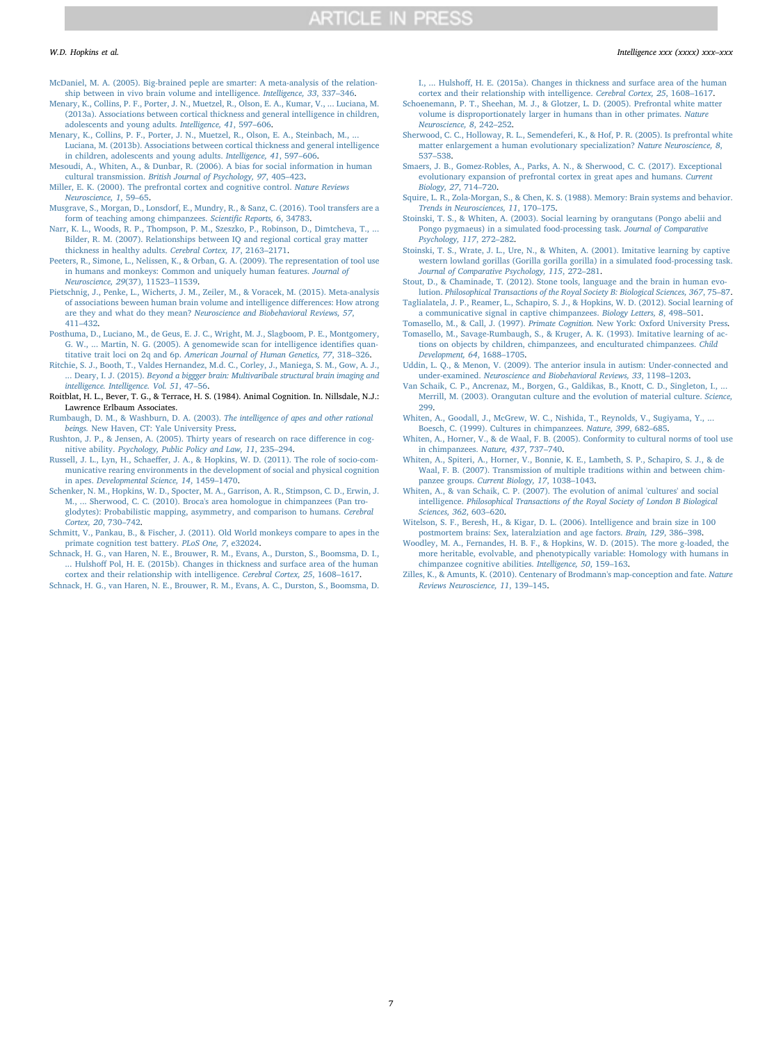McDaniel, M. A. (2005). Big-brained peple are smarter: A meta-analysis of the relationship between in vivo brain volume and intelligence. *Intelligence, 33*, 337–346.

Menary, K., Collins, P. F., Porter, J. N., Muetzel, R., Olson, E. A., Kumar, V., ... Luciana, M. (2013a). Associations between cortical thickness and general intelligence in children, adolescents and young adults. *Intelligence, 41*, 597–606.

Menary, K., Collins, P. F., Porter, J. N., Muetzel, R., Olson, E. A., Steinbach, M., ... Luciana, M. (2013b). Associations between cortical thickness and general intelligence in children, adolescents and young adults. *Intelligence, 41*, 597–606.

Mesoudi, A., Whiten, A., & Dunbar, R. (2006). A bias for social information in human cultural transmission. *British Journal of Psychology, 97*, 405–423.

Miller, E. K. (2000). The prefrontal cortex and cognitive control. *Nature Reviews Neuroscience, 1*, 59–65.

Musgrave, S., Morgan, D., Lonsdorf, E., Mundry, R., & Sanz, C. (2016). Tool transfers are a form of teaching among chimpanzees. *Scientific Reports, 6*, 34783.

Narr, K. L., Woods, R. P., Thompson, P. M., Szeszko, P., Robinson, D., Dimtcheva, T., ... Bilder, R. M. (2007). Relationships between IQ and regional cortical gray matter thickness in healthy adults. *Cerebral Cortex, 17*, 2163–2171.

Peeters, R., Simone, L., Nelissen, K., & Orban, G. A. (2009). The representation of tool use in humans and monkeys: Common and uniquely human features. *Journal of Neuroscience, 29*(37), 11523–11539.

Pietschnig, J., Penke, L., Wicherts, J. M., Zeiler, M., & Voracek, M. (2015). Meta-analysis of associations beween human brain volume and intelligence differences: How atrong are they and what do they mean? *Neuroscience and Biobehavioral Reviews, 57*, 411–432.

Posthuma, D., Luciano, M., de Geus, E. J. C., Wright, M. J., Slagboom, P. E., Montgomery, G. W., ... Martin, N. G. (2005). A genomewide scan for intelligence identifies quantitative trait loci on 2q and 6p. *American Journal of Human Genetics, 77*, 318–326.

Ritchie, S. J., Booth, T., Valdes Hernandez, M.d. C., Corley, J., Maniega, S. M., Gow, A. J., ... Deary, I. J. (2015). *Beyond a biggger brain: Multivaribale structural brain imaging and intelligence. Intelligence. Vol. 51*, 47–56.

Roitblat, H. L., Bever, T. G., & Terrace, H. S. (1984). Animal Cognition. In. Nillsdale, N.J.: Lawrence Erlbaum Associates.

Rumbaugh, D. M., & Washburn, D. A. (2003). *The intelligence of apes and other rational beings*. New Haven, CT: Yale University Press.

Rushton, J. P., & Jensen, A. (2005). Thirty years of research on race difference in cognitive ability. *Psychology, Public Policy and Law, 11*, 235–294.

Russell, J. L., Lyn, H., Schaeffer, J. A., & Hopkins, W. D. (2011). The role of socio-communicative rearing environments in the development of social and physical cognition in apes. *Developmental Science, 14*, 1459–1470.

Schenker, N. M., Hopkins, W. D., Spocter, M. A., Garrison, A. R., Stimpson, C. D., Erwin, J. M., ... Sherwood, C. C. (2010). Broca's area homologue in chimpanzees (Pan troglodytes): Probabilistic mapping, asymmetry, and comparison to humans. *Cerebral Cortex, 20*, 730–742.

Schmitt, V., Pankau, B., & Fischer, J. (2011). Old World monkeys compare to apes in the primate cognition test battery. *PLoS One, 7*, e32024.

Schnack, H. G., van Haren, N. E., Brouwer, R. M., Evans, A., Durston, S., Boomsma, D. I., ... Hulshoff Pol, H. E. (2015b). Changes in thickness and surface area of the human cortex and their relationship with intelligence. *Cerebral Cortex, 25*, 1608–1617.

Schnack, H. G., van Haren, N. E., Brouwer, R. M., Evans, A. C., Durston, S., Boomsma, D. I., ... Hulshoff, H. E. (2015a). Changes in thickness and surface area of the human cortex and their relationship with intelligence. *Cerebral Cortex, 25*, 1608–1617.

Schoenemann, P. T., Sheehan, M. J., & Glotzer, L. D. (2005). Prefrontal white matter volume is disproportionately larger in humans than in other primates. *Nature Neuroscience, 8*, 242–252.

Sherwood, C. C., Holloway, R. L., Semendeferi, K., & Hof, P. R. (2005). Is prefrontal white matter enlargement a human evolutionary specialization? *Nature Neuroscience, 8*, 537–538.

Smaers, J. B., Gomez-Robles, A., Parks, A. N., & Sherwood, C. C. (2017). Exceptional evolutionary expansion of prefrontal cortex in great apes and humans. *Current Biology, 27*, 714–720.

Squire, L. R., Zola-Morgan, S., & Chen, K. S. (1988). Memory: Brain systems and behavior. *Trends in Neurosciences, 11*, 170–175.

Stoinski, T. S., & Whiten, A. (2003). Social learning by orangutans (Pongo abelii and Pongo pygmaeus) in a simulated food-processing task. *Journal of Comparative Psychology, 117*, 272–282.

Stoinski, T. S., Wrate, J. L., Ure, N., & Whiten, A. (2001). Imitative learning by captive western lowland gorillas (Gorilla gorilla gorilla) in a simulated food-processing task. *Journal of Comparative Psychology, 115*, 272–281.

Stout, D., & Chaminade, T. (2012). Stone tools, language and the brain in human evolution. *Philosophical Transactions of the Royal Society B: Biological Sciences, 367*, 75–87.

Taglialatela, J. P., Reamer, L., Schapiro, S. J., & Hopkins, W. D. (2012). Social learning of a communicative signal in captive chimpanzees. *Biology Letters, 8*, 498–501.

Tomasello, M., & Call, J. (1997). *Primate Cognition*. New York: Oxford University Press.

Tomasello, M., Savage-Rumbaugh, S., & Kruger, A. K. (1993). Imitative learning of actions on objects by children, chimpanzees, and enculturated chimpanzees. *Child Development, 64*, 1688–1705.

Uddin, L. Q., & Menon, V. (2009). The anterior insula in autism: Under-connected and under-examined. *Neuroscience and Biobehavioral Reviews, 33*, 1198–1203.

Van Schaik, C. P., Ancrenaz, M., Borgen, G., Galdikas, B., Knott, C. D., Singleton, I., ... Merrill, M. (2003). Orangutan culture and the evolution of material culture. *Science*, 299.

Whiten, A., Goodall, J., McGrew, W. C., Nishida, T., Reynolds, V., Sugiyama, Y., ... Boesch, C. (1999). Cultures in chimpanzees. *Nature, 399*, 682–685.

Whiten, A., Horner, V., & de Waal, F. B. (2005). Conformity to cultural norms of tool use in chimpanzees. *Nature, 437*, 737–740.

Whiten, A., Spiteri, A., Horner, V., Bonnie, K. E., Lambeth, S. P., Schapiro, S. J., & de Waal, F. B. (2007). Transmission of multiple traditions within and between chimpanzee groups. *Current Biology, 17*, 1038–1043.

Whiten, A., & van Schaik, C. P. (2007). The evolution of animal 'cultures' and social intelligence. *Philosophical Transactions of the Royal Society of London B Biological Sciences, 362*, 603–620.

Witelson, S. F., Beresh, H., & Kigar, D. L. (2006). Intelligence and brain size in 100 postmortem brains: Sex, lateralziation and age factors. *Brain, 129*, 386–398.

Woodley, M. A., Fernandes, H. B. F., & Hopkins, W. D. (2015). The more g-loaded, the more heritable, evolvable, and phenotypically variable: Homology with humans in chimpanzee cognitive abilities. *Intelligence, 50*, 159–163.

Zilles, K., & Amunts, K. (2010). Centenary of Brodmann's map-conception and fate. *Nature Reviews Neuroscience, 11*, 139–145.